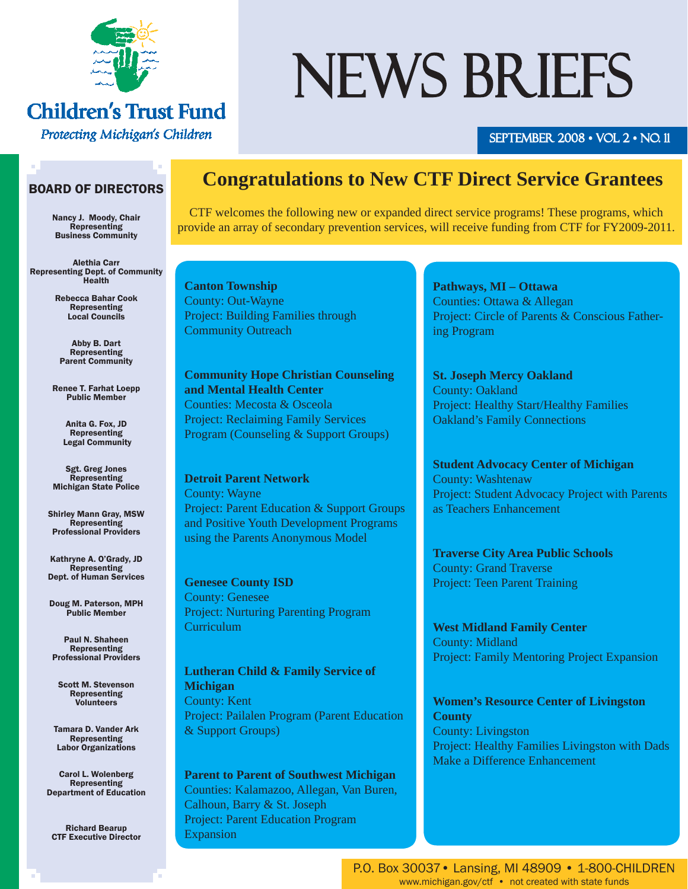# Children's Trust Fund

*Protecting Michigan's Children*

# NEWS BRIEFS

SEPTEMBER 2008 • VOL 2 • NO. 11

## Congratulations to New CTF Direct Service Grantees

CTF welcomes the following new or expanded direct service programs! These programs, which provide an array of secondary prevention services, will receive funding from CTF for FY2009-2011.

**Canton Township**
County: Out-Wayne
Project: Building Families through Community Outreach

**Community Hope Christian Counseling and Mental Health Center**
Counties: Mecosta & Osceola
Project: Reclaiming Family Services Program (Counseling & Support Groups)

**Detroit Parent Network**
County: Wayne
Project: Parent Education & Support Groups and Positive Youth Development Programs using the Parents Anonymous Model

**Genesee County ISD**
County: Genesee
Project: Nurturing Parenting Program Curriculum

**Lutheran Child & Family Service of Michigan**
County: Kent
Project: Pailalen Program (Parent Education & Support Groups)

**Parent to Parent of Southwest Michigan**
Counties: Kalamazoo, Allegan, Van Buren, Calhoun, Barry & St. Joseph
Project: Parent Education Program Expansion

**Pathways, MI – Ottawa**
Counties: Ottawa & Allegan
Project: Circle of Parents & Conscious Fathering Program

**St. Joseph Mercy Oakland**
County: Oakland
Project: Healthy Start/Healthy Families Oakland's Family Connections

**Student Advocacy Center of Michigan**
County: Washtenaw
Project: Student Advocacy Project with Parents as Teachers Enhancement

**Traverse City Area Public Schools**
County: Grand Traverse
Project: Teen Parent Training

**West Midland Family Center**
County: Midland
Project: Family Mentoring Project Expansion

**Women's Resource Center of Livingston County**
County: Livingston
Project: Healthy Families Livingston with Dads Make a Difference Enhancement

## BOARD OF DIRECTORS

**Nancy J. Moody, Chair**
Representing Business Community

**Alethia Carr**
Representing Dept. of Community Health

**Rebecca Bahar Cook**
Representing Local Councils

**Abby B. Dart**
Representing Parent Community

**Renee T. Farhat Loepp**
Public Member

**Anita G. Fox, JD**
Representing Legal Community

**Sgt. Greg Jones**
Representing Michigan State Police

**Shirley Mann Gray, MSW**
Representing Professional Providers

**Kathryne A. O'Grady, JD**
Representing Dept. of Human Services

**Doug M. Paterson, MPH**
Public Member

**Paul N. Shaheen**
Representing Professional Providers

**Scott M. Stevenson**
Representing Volunteers

**Tamara D. Vander Ark**
Representing Labor Organizations

**Carol L. Wolenberg**
Representing Department of Education

**Richard Bearup**
CTF Executive Director

P.O. Box 30037 • Lansing, MI 48909 • 1-800-CHILDREN
www.michigan.gov/ctf • not created with state funds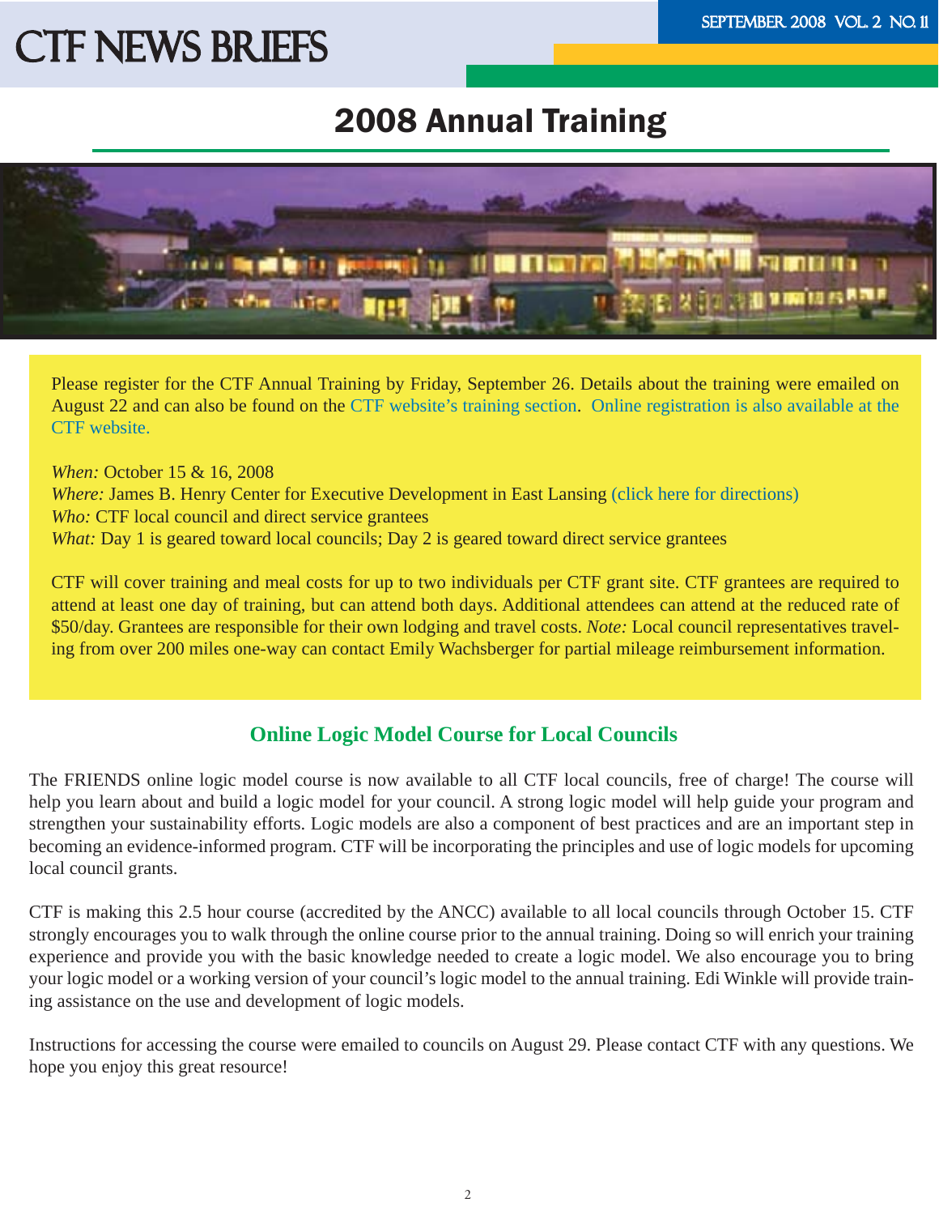# 2008 Annual Training

Please register for the CTF Annual Training by Friday, September 26. Details about the training were emailed on August 22 and can also be found on the CTF website's training section. Online registration is also available at the CTF website.

*When:* October 15 & 16, 2008
*Where:* James B. Henry Center for Executive Development in East Lansing (click here for directions)
*Who:* CTF local council and direct service grantees
*What:* Day 1 is geared toward local councils; Day 2 is geared toward direct service grantees

CTF will cover training and meal costs for up to two individuals per CTF grant site. CTF grantees are required to attend at least one day of training, but can attend both days. Additional attendees can attend at the reduced rate of $50/day. Grantees are responsible for their own lodging and travel costs. *Note:* Local council representatives traveling from over 200 miles one-way can contact Emily Wachsberger for partial mileage reimbursement information.

## Online Logic Model Course for Local Councils

The FRIENDS online logic model course is now available to all CTF local councils, free of charge! The course will help you learn about and build a logic model for your council. A strong logic model will help guide your program and strengthen your sustainability efforts. Logic models are also a component of best practices and are an important step in becoming an evidence-informed program. CTF will be incorporating the principles and use of logic models for upcoming local council grants.

CTF is making this 2.5 hour course (accredited by the ANCC) available to all local councils through October 15. CTF strongly encourages you to walk through the online course prior to the annual training. Doing so will enrich your training experience and provide you with the basic knowledge needed to create a logic model. We also encourage you to bring your logic model or a working version of your council's logic model to the annual training. Edi Winkle will provide training assistance on the use and development of logic models.

Instructions for accessing the course were emailed to councils on August 29. Please contact CTF with any questions. We hope you enjoy this great resource!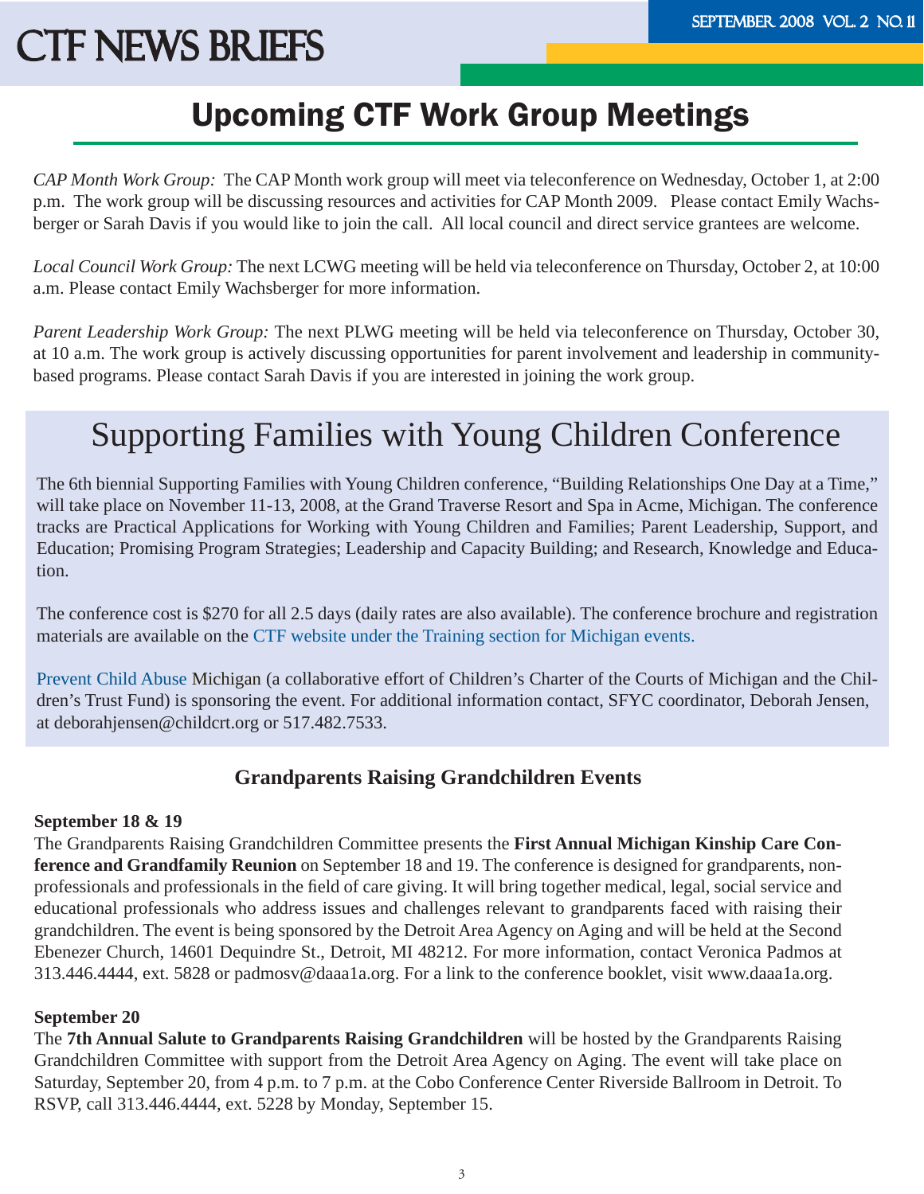## Upcoming CTF Work Group Meetings

*CAP Month Work Group:* The CAP Month work group will meet via teleconference on Wednesday, October 1, at 2:00 p.m. The work group will be discussing resources and activities for CAP Month 2009. Please contact Emily Wachsberger or Sarah Davis if you would like to join the call. All local council and direct service grantees are welcome.

*Local Council Work Group:* The next LCWG meeting will be held via teleconference on Thursday, October 2, at 10:00 a.m. Please contact Emily Wachsberger for more information.

*Parent Leadership Work Group:* The next PLWG meeting will be held via teleconference on Thursday, October 30, at 10 a.m. The work group is actively discussing opportunities for parent involvement and leadership in community-based programs. Please contact Sarah Davis if you are interested in joining the work group.

## Supporting Families with Young Children Conference

The 6th biennial Supporting Families with Young Children conference, "Building Relationships One Day at a Time," will take place on November 11-13, 2008, at the Grand Traverse Resort and Spa in Acme, Michigan. The conference tracks are Practical Applications for Working with Young Children and Families; Parent Leadership, Support, and Education; Promising Program Strategies; Leadership and Capacity Building; and Research, Knowledge and Education.

The conference cost is $270 for all 2.5 days (daily rates are also available). The conference brochure and registration materials are available on the CTF website under the Training section for Michigan events.

Prevent Child Abuse Michigan (a collaborative effort of Children's Charter of the Courts of Michigan and the Children's Trust Fund) is sponsoring the event. For additional information contact, SFYC coordinator, Deborah Jensen, at deborahjensen@childcrt.org or 517.482.7533.

### Grandparents Raising Grandchildren Events

**September 18 & 19**

The Grandparents Raising Grandchildren Committee presents the **First Annual Michigan Kinship Care Conference and Grandfamily Reunion** on September 18 and 19. The conference is designed for grandparents, non-professionals and professionals in the field of care giving. It will bring together medical, legal, social service and educational professionals who address issues and challenges relevant to grandparents faced with raising their grandchildren. The event is being sponsored by the Detroit Area Agency on Aging and will be held at the Second Ebenezer Church, 14601 Dequindre St., Detroit, MI 48212. For more information, contact Veronica Padmos at 313.446.4444, ext. 5828 or padmosv@daaa1a.org. For a link to the conference booklet, visit www.daaa1a.org.

**September 20**

The **7th Annual Salute to Grandparents Raising Grandchildren** will be hosted by the Grandparents Raising Grandchildren Committee with support from the Detroit Area Agency on Aging. The event will take place on Saturday, September 20, from 4 p.m. to 7 p.m. at the Cobo Conference Center Riverside Ballroom in Detroit. To RSVP, call 313.446.4444, ext. 5228 by Monday, September 15.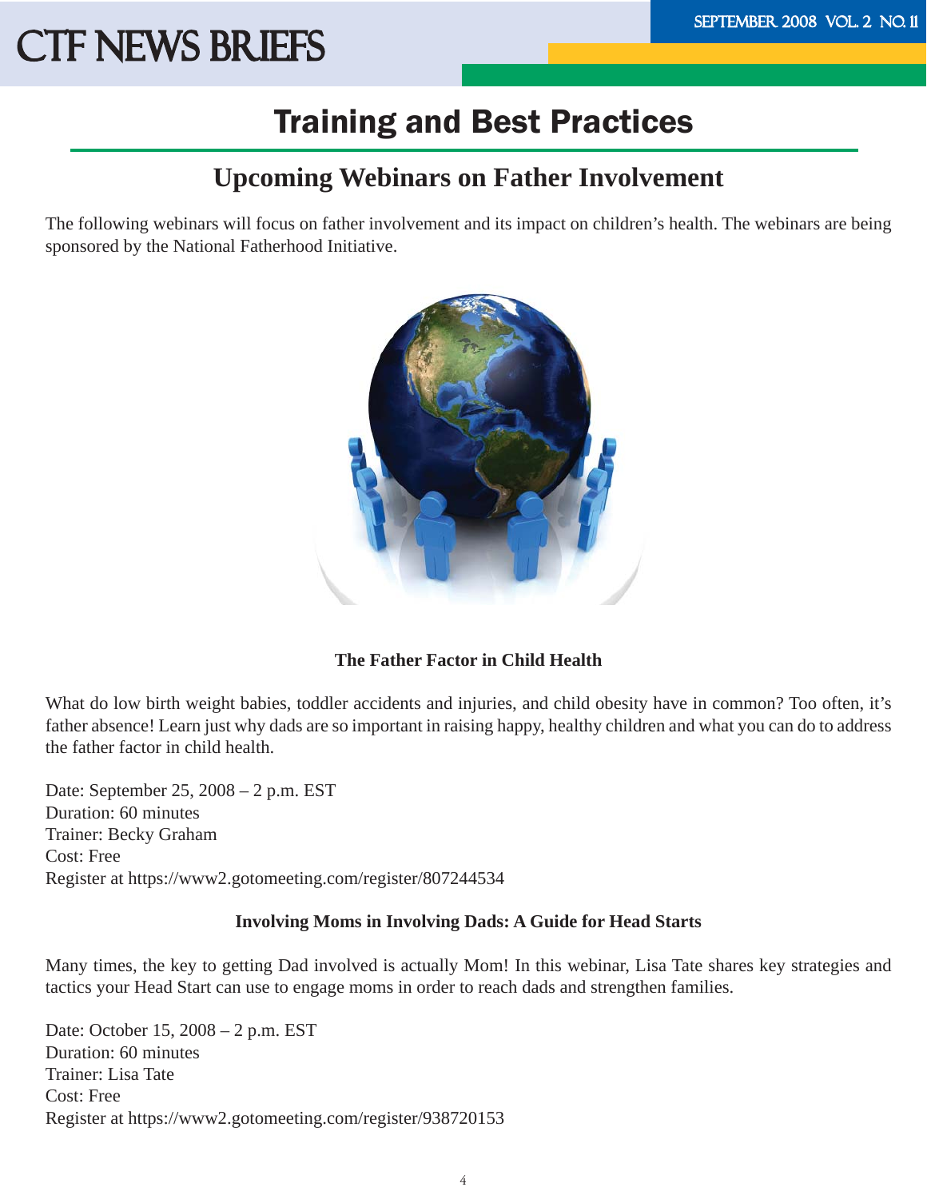# Training and Best Practices

## Upcoming Webinars on Father Involvement

The following webinars will focus on father involvement and its impact on children's health. The webinars are being sponsored by the National Fatherhood Initiative.

**The Father Factor in Child Health**

What do low birth weight babies, toddler accidents and injuries, and child obesity have in common? Too often, it's father absence! Learn just why dads are so important in raising happy, healthy children and what you can do to address the father factor in child health.

Date: September 25, 2008 – 2 p.m. EST
Duration: 60 minutes
Trainer: Becky Graham
Cost: Free
Register at https://www2.gotomeeting.com/register/807244534

**Involving Moms in Involving Dads: A Guide for Head Starts**

Many times, the key to getting Dad involved is actually Mom! In this webinar, Lisa Tate shares key strategies and tactics your Head Start can use to engage moms in order to reach dads and strengthen families.

Date: October 15, 2008 – 2 p.m. EST
Duration: 60 minutes
Trainer: Lisa Tate
Cost: Free
Register at https://www2.gotomeeting.com/register/938720153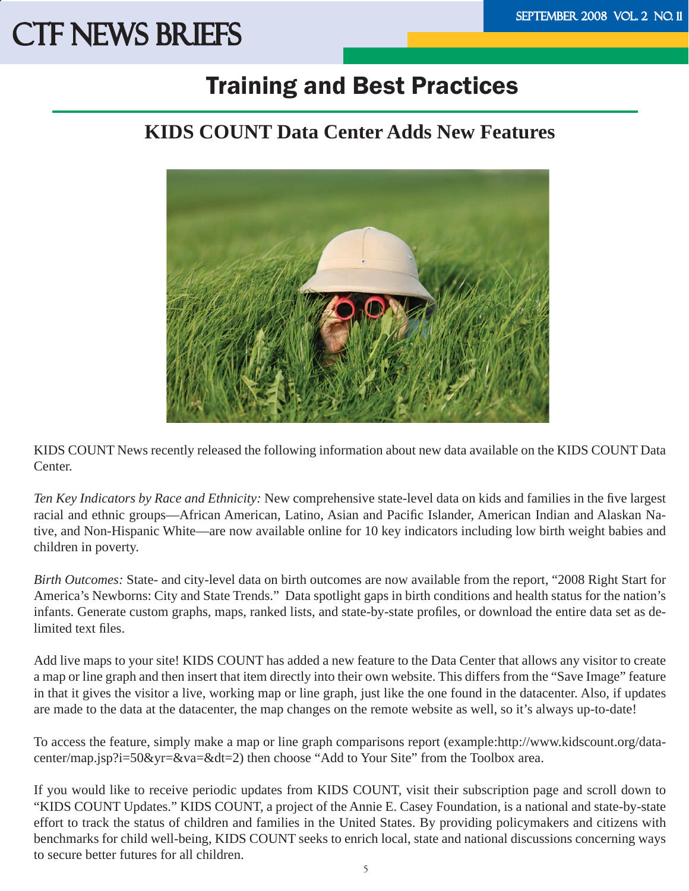# Training and Best Practices

## KIDS COUNT Data Center Adds New Features

KIDS COUNT News recently released the following information about new data available on the KIDS COUNT Data Center.

*Ten Key Indicators by Race and Ethnicity:* New comprehensive state-level data on kids and families in the five largest racial and ethnic groups—African American, Latino, Asian and Pacific Islander, American Indian and Alaskan Native, and Non-Hispanic White—are now available online for 10 key indicators including low birth weight babies and children in poverty.

*Birth Outcomes:* State- and city-level data on birth outcomes are now available from the report, "2008 Right Start for America's Newborns: City and State Trends." Data spotlight gaps in birth conditions and health status for the nation's infants. Generate custom graphs, maps, ranked lists, and state-by-state profiles, or download the entire data set as delimited text files.

Add live maps to your site! KIDS COUNT has added a new feature to the Data Center that allows any visitor to create a map or line graph and then insert that item directly into their own website. This differs from the "Save Image" feature in that it gives the visitor a live, working map or line graph, just like the one found in the datacenter. Also, if updates are made to the data at the datacenter, the map changes on the remote website as well, so it's always up-to-date!

To access the feature, simply make a map or line graph comparisons report (example:http://www.kidscount.org/datacenter/map.jsp?i=50&yr=&va=&dt=2) then choose "Add to Your Site" from the Toolbox area.

If you would like to receive periodic updates from KIDS COUNT, visit their subscription page and scroll down to "KIDS COUNT Updates." KIDS COUNT, a project of the Annie E. Casey Foundation, is a national and state-by-state effort to track the status of children and families in the United States. By providing policymakers and citizens with benchmarks for child well-being, KIDS COUNT seeks to enrich local, state and national discussions concerning ways to secure better futures for all children.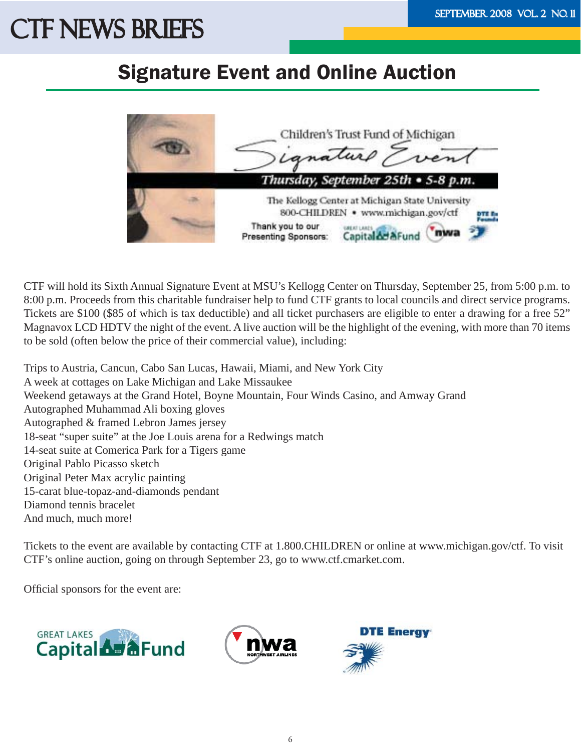## Signature Event and Online Auction

Children's Trust Fund of Michigan

Signature Event

Thursday, September 25th • 5-8 p.m.

The Kellogg Center at Michigan State University
800-CHILDREN • www.michigan.gov/ctf

Thank you to our Presenting Sponsors:

CTF will hold its Sixth Annual Signature Event at MSU's Kellogg Center on Thursday, September 25, from 5:00 p.m. to 8:00 p.m. Proceeds from this charitable fundraiser help to fund CTF grants to local councils and direct service programs. Tickets are $100 ($85 of which is tax deductible) and all ticket purchasers are eligible to enter a drawing for a free 52" Magnavox LCD HDTV the night of the event. A live auction will be the highlight of the evening, with more than 70 items to be sold (often below the price of their commercial value), including:

Trips to Austria, Cancun, Cabo San Lucas, Hawaii, Miami, and New York City
A week at cottages on Lake Michigan and Lake Missaukee
Weekend getaways at the Grand Hotel, Boyne Mountain, Four Winds Casino, and Amway Grand
Autographed Muhammad Ali boxing gloves
Autographed & framed Lebron James jersey
18-seat "super suite" at the Joe Louis arena for a Redwings match
14-seat suite at Comerica Park for a Tigers game
Original Pablo Picasso sketch
Original Peter Max acrylic painting
15-carat blue-topaz-and-diamonds pendant
Diamond tennis bracelet
And much, much more!

Tickets to the event are available by contacting CTF at 1.800.CHILDREN or online at www.michigan.gov/ctf. To visit CTF's online auction, going on through September 23, go to www.ctf.cmarket.com.

Official sponsors for the event are:

Great Lakes Capital Fund | nwa Northwest Airlines | DTE Energy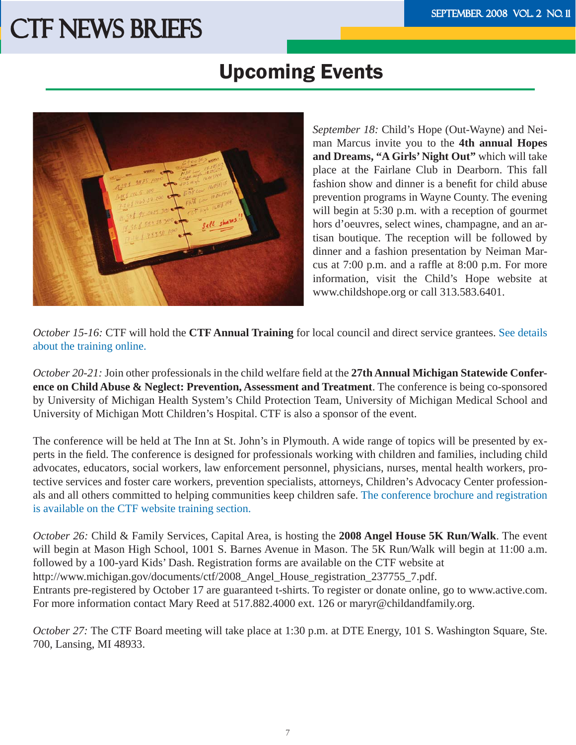## Upcoming Events

*September 18:* Child's Hope (Out-Wayne) and Neiman Marcus invite you to the **4th annual Hopes and Dreams, "A Girls' Night Out"** which will take place at the Fairlane Club in Dearborn. This fall fashion show and dinner is a benefit for child abuse prevention programs in Wayne County. The evening will begin at 5:30 p.m. with a reception of gourmet hors d'oeuvres, select wines, champagne, and an artisan boutique. The reception will be followed by dinner and a fashion presentation by Neiman Marcus at 7:00 p.m. and a raffle at 8:00 p.m. For more information, visit the Child's Hope website at www.childshope.org or call 313.583.6401.

*October 15-16:* CTF will hold the **CTF Annual Training** for local council and direct service grantees. See details about the training online.

*October 20-21:* Join other professionals in the child welfare field at the **27th Annual Michigan Statewide Conference on Child Abuse & Neglect: Prevention, Assessment and Treatment**. The conference is being co-sponsored by University of Michigan Health System's Child Protection Team, University of Michigan Medical School and University of Michigan Mott Children's Hospital. CTF is also a sponsor of the event.

The conference will be held at The Inn at St. John's in Plymouth. A wide range of topics will be presented by experts in the field. The conference is designed for professionals working with children and families, including child advocates, educators, social workers, law enforcement personnel, physicians, nurses, mental health workers, protective services and foster care workers, prevention specialists, attorneys, Children's Advocacy Center professionals and all others committed to helping communities keep children safe. The conference brochure and registration is available on the CTF website training section.

*October 26:* Child & Family Services, Capital Area, is hosting the **2008 Angel House 5K Run/Walk**. The event will begin at Mason High School, 1001 S. Barnes Avenue in Mason. The 5K Run/Walk will begin at 11:00 a.m. followed by a 100-yard Kids' Dash. Registration forms are available on the CTF website at http://www.michigan.gov/documents/ctf/2008_Angel_House_registration_237755_7.pdf.
Entrants pre-registered by October 17 are guaranteed t-shirts. To register or donate online, go to www.active.com. For more information contact Mary Reed at 517.882.4000 ext. 126 or maryr@childandfamily.org.

*October 27:* The CTF Board meeting will take place at 1:30 p.m. at DTE Energy, 101 S. Washington Square, Ste. 700, Lansing, MI 48933.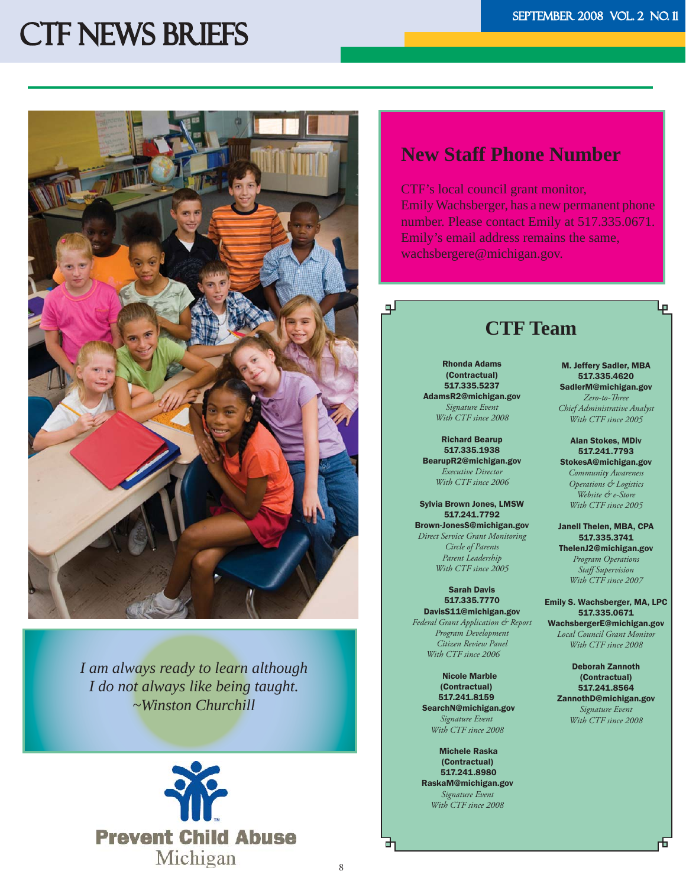# CTF NEWS BRIEFS

## New Staff Phone Number

CTF's local council grant monitor, Emily Wachsberger, has a new permanent phone number. Please contact Emily at 517.335.0671. Emily's email address remains the same, wachsbergere@michigan.gov.

## CTF Team

**Rhonda Adams**
**(Contractual)**
**517.335.5237**
**AdamsR2@michigan.gov**
*Signature Event*
*With CTF since 2008*

**Richard Bearup**
**517.335.1938**
**BearupR2@michigan.gov**
*Executive Director*
*With CTF since 2006*

**Sylvia Brown Jones, LMSW**
**517.241.7792**
**Brown-JonesS@michigan.gov**
*Direct Service Grant Monitoring*
*Circle of Parents*
*Parent Leadership*
*With CTF since 2005*

**Sarah Davis**
**517.335.7770**
**DavisS11@michigan.gov**
*Federal Grant Application & Report*
*Program Development*
*Citizen Review Panel*
*With CTF since 2006*

**Nicole Marble**
**(Contractual)**
**517.241.8159**
**SearchN@michigan.gov**
*Signature Event*
*With CTF since 2008*

**Michele Raska**
**(Contractual)**
**517.241.8980**
**RaskaM@michigan.gov**
*Signature Event*
*With CTF since 2008*

**M. Jeffery Sadler, MBA**
**517.335.4620**
**SadlerM@michigan.gov**
*Zero-to-Three*
*Chief Administrative Analyst*
*With CTF since 2005*

**Alan Stokes, MDiv**
**517.241.7793**
**StokesA@michigan.gov**
*Community Awareness*
*Operations & Logistics*
*Website & e-Store*
*With CTF since 2005*

**Janell Thelen, MBA, CPA**
**517.335.3741**
**ThelenJ2@michigan.gov**
*Program Operations*
*Staff Supervision*
*With CTF since 2007*

**Emily S. Wachsberger, MA, LPC**
**517.335.0671**
**WachsbergerE@michigan.gov**
*Local Council Grant Monitor*
*With CTF since 2008*

**Deborah Zannoth**
**(Contractual)**
**517.241.8564**
**ZannothD@michigan.gov**
*Signature Event*
*With CTF since 2008*

*I am always ready to learn although*
*I do not always like being taught.*
*~Winston Churchill*

Prevent Child Abuse Michigan